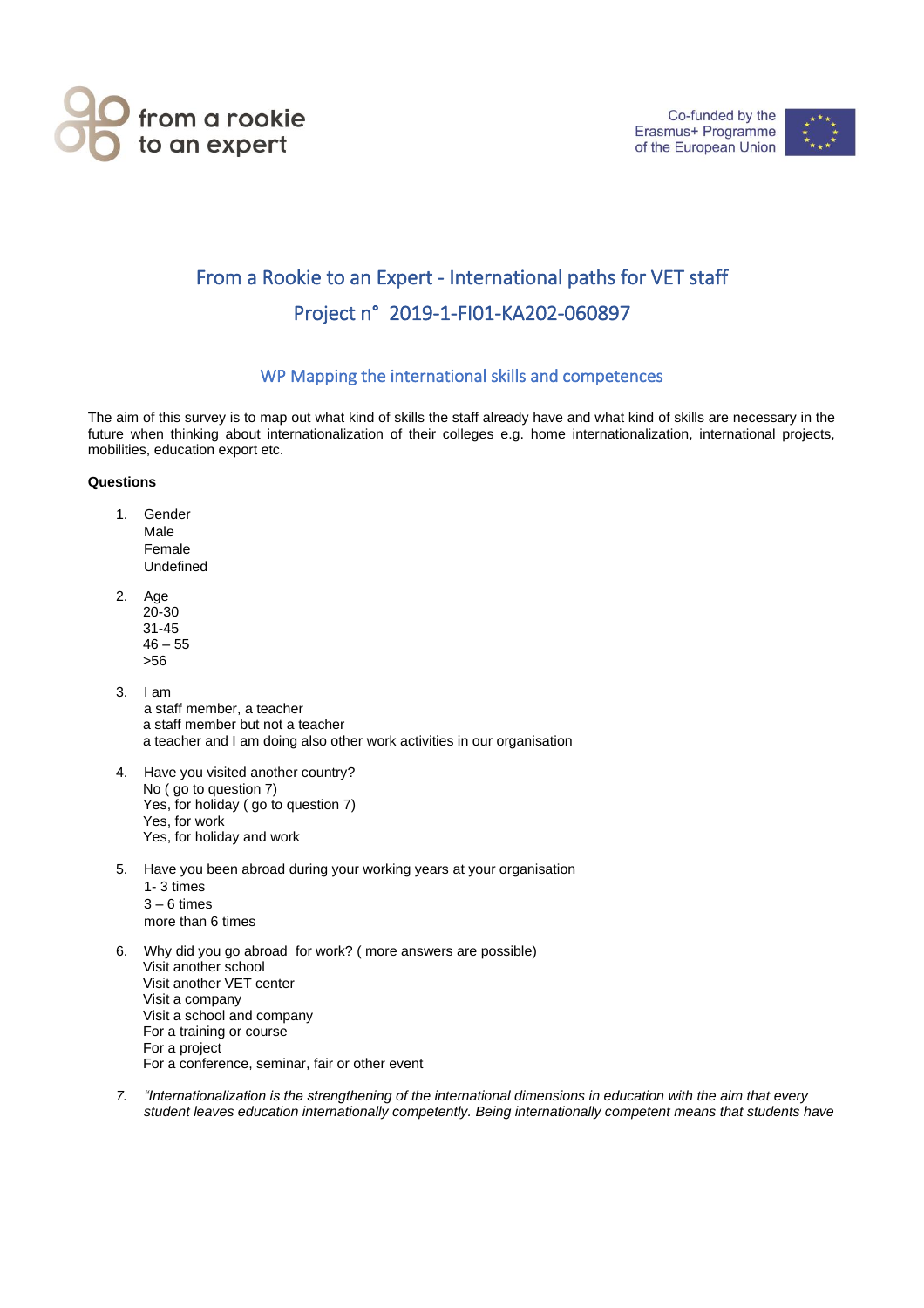from a rookie to an expert

Co-funded by the Erasmus+ Programme of the European Union

# From a Rookie to an Expert - International paths for VET staff

# Project n° 2019-1-FI01-KA202-060897

## WP Mapping the international skills and competences

The aim of this survey is to map out what kind of skills the staff already have and what kind of skills are necessary in the future when thinking about internationalization of their colleges e.g. home internationalization, international projects, mobilities, education export etc.

**Questions**

1. Gender
   Male
   Female
   Undefined

2. Age
   20-30
   31-45
   46 – 55
   >56

3. I am
   a staff member, a teacher
   a staff member but not a teacher
   a teacher and I am doing also other work activities in our organisation

4. Have you visited another country?
   No ( go to question 7)
   Yes, for holiday ( go to question 7)
   Yes, for work
   Yes, for holiday and work

5. Have you been abroad during your working years at your organisation
   1- 3 times
   3 – 6 times
   more than 6 times

6. Why did you go abroad for work? ( more answers are possible)
   Visit another school
   Visit another VET center
   Visit a company
   Visit a school and company
   For a training or course
   For a project
   For a conference, seminar, fair or other event

7. *"Internationalization is the strengthening of the international dimensions in education with the aim that every student leaves education internationally competently. Being internationally competent means that students have*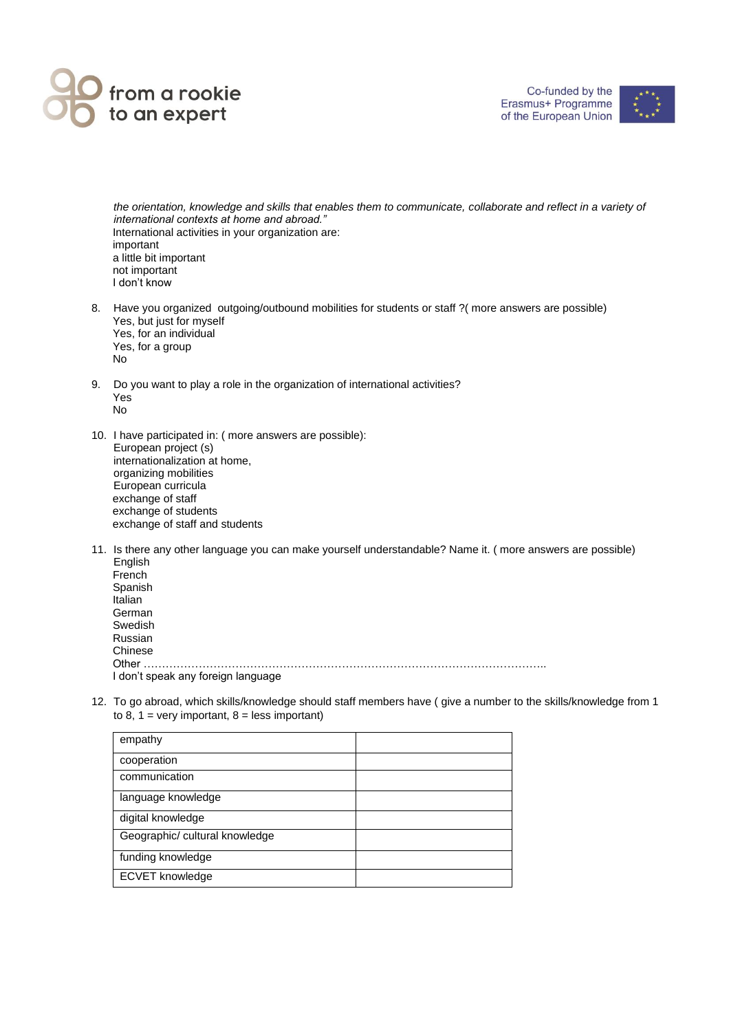*the orientation, knowledge and skills that enables them to communicate, collaborate and reflect in a variety of international contexts at home and abroad."*
International activities in your organization are:
important
a little bit important
not important
I don't know

8. Have you organized outgoing/outbound mobilities for students or staff ?( more answers are possible)
   Yes, but just for myself
   Yes, for an individual
   Yes, for a group
   No

9. Do you want to play a role in the organization of international activities?
   Yes
   No

10. I have participated in: ( more answers are possible):
    European project (s)
    internationalization at home,
    organizing mobilities
    European curricula
    exchange of staff
    exchange of students
    exchange of staff and students

11. Is there any other language you can make yourself understandable? Name it. ( more answers are possible)
    English
    French
    Spanish
    Italian
    German
    Swedish
    Russian
    Chinese
    Other ………………………………………………………………………………………………..
    I don't speak any foreign language

12. To go abroad, which skills/knowledge should staff members have ( give a number to the skills/knowledge from 1 to 8, 1 = very important, 8 = less important)

| empathy | |
|---|---|
| cooperation | |
| communication | |
| language knowledge | |
| digital knowledge | |
| Geographic/ cultural knowledge | |
| funding knowledge | |
| ECVET knowledge | |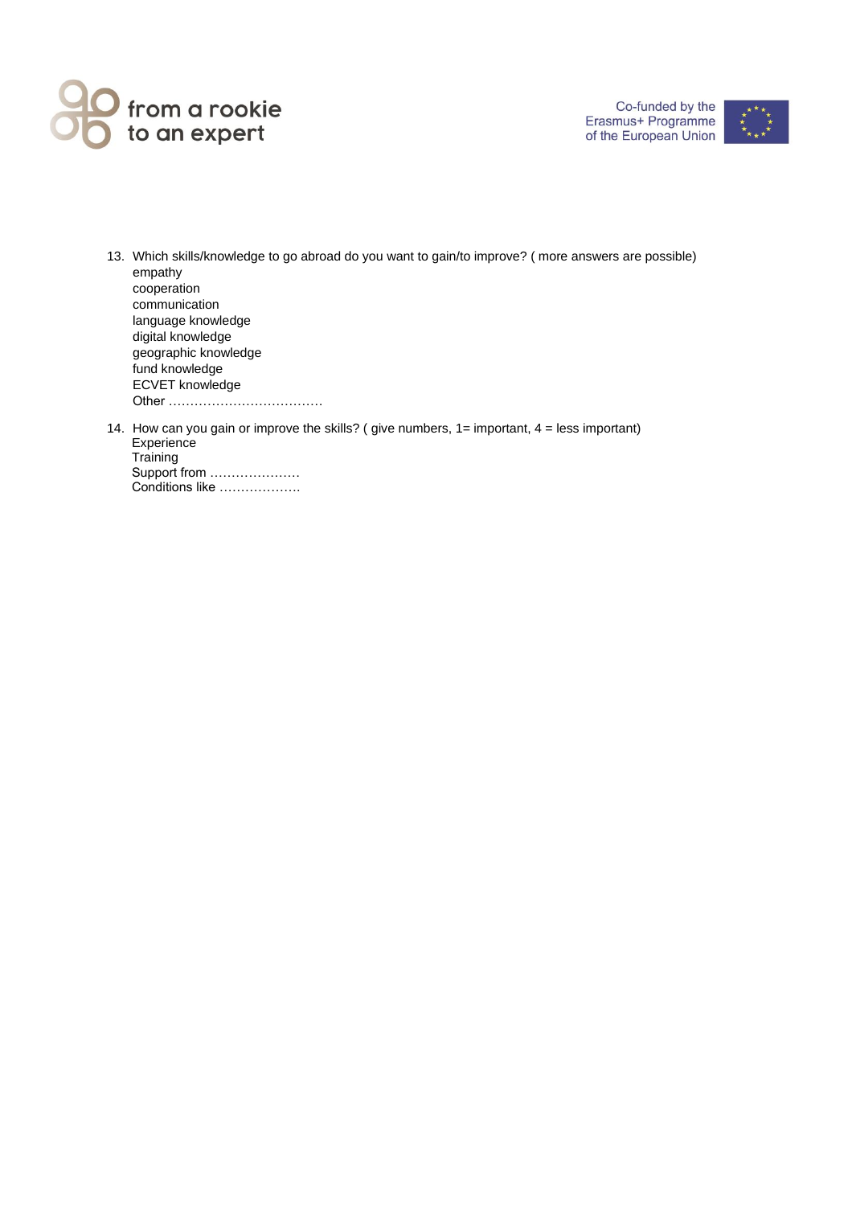13. Which skills/knowledge to go abroad do you want to gain/to improve? ( more answers are possible)
    empathy
    cooperation
    communication
    language knowledge
    digital knowledge
    geographic knowledge
    fund knowledge
    ECVET knowledge
    Other ………………………………

14. How can you gain or improve the skills? ( give numbers, 1= important, 4 = less important)
    Experience
    Training
    Support from …………………
    Conditions like ……………….